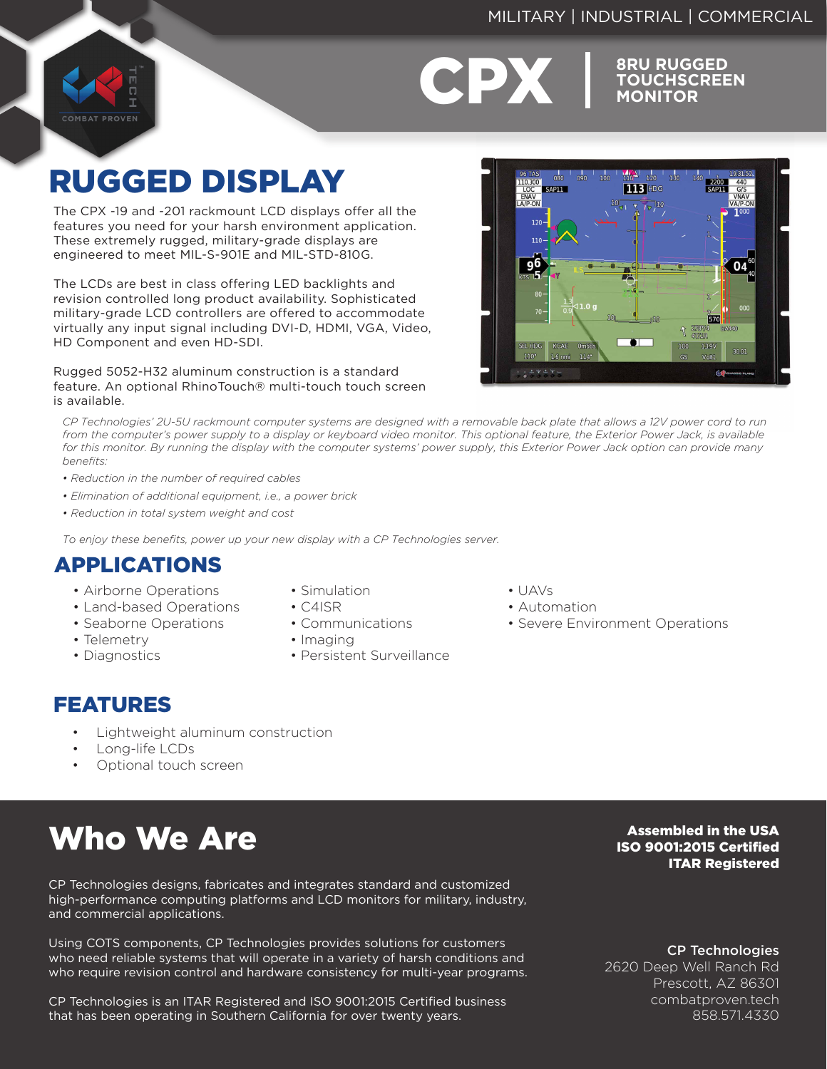MILITARY | INDUSTRIAL | COMMERCIAL

COMBAT PROVEN TECH

# CPX | 8RU RUGGED TOUCHSCREEN MONITOR

## RUGGED DISPLAY

The CPX -19 and -201 rackmount LCD displays offer all the features you need for your harsh environment application. These extremely rugged, military-grade displays are engineered to meet MIL-S-901E and MIL-STD-810G.

The LCDs are best in class offering LED backlights and revision controlled long product availability. Sophisticated military-grade LCD controllers are offered to accommodate virtually any input signal including DVI-D, HDMI, VGA, Video, HD Component and even HD-SDI.

Rugged 5052-H32 aluminum construction is a standard feature. An optional RhinoTouch® multi-touch touch screen is available.

*CP Technologies' 2U-5U rackmount computer systems are designed with a removable back plate that allows a 12V power cord to run from the computer's power supply to a display or keyboard video monitor. This optional feature, the Exterior Power Jack, is available for this monitor. By running the display with the computer systems' power supply, this Exterior Power Jack option can provide many benefits:*

- *Reduction in the number of required cables*
- *Elimination of additional equipment, i.e., a power brick*
- *Reduction in total system weight and cost*

*To enjoy these benefits, power up your new display with a CP Technologies server.*

## APPLICATIONS

- Airborne Operations
- Land-based Operations
- Seaborne Operations
- Telemetry
- Diagnostics
- Simulation
- C4ISR
- Communications
- Imaging
- Persistent Surveillance
- UAVs
- Automation
- Severe Environment Operations

## FEATURES

- Lightweight aluminum construction
- Long-life LCDs
- Optional touch screen

# Who We Are

**Assembled in the USA**
**ISO 9001:2015 Certified**
**ITAR Registered**

CP Technologies designs, fabricates and integrates standard and customized high-performance computing platforms and LCD monitors for military, industry, and commercial applications.

Using COTS components, CP Technologies provides solutions for customers who need reliable systems that will operate in a variety of harsh conditions and who require revision control and hardware consistency for multi-year programs.

CP Technologies is an ITAR Registered and ISO 9001:2015 Certified business that has been operating in Southern California for over twenty years.

**CP Technologies**
2620 Deep Well Ranch Rd
Prescott, AZ 86301
combatproven.tech
858.571.4330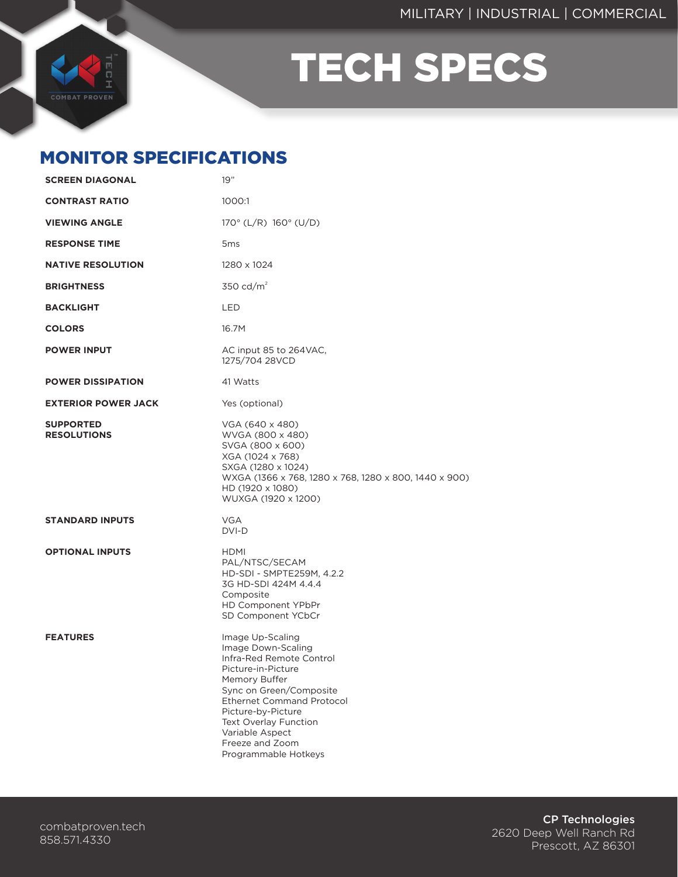MILITARY | INDUSTRIAL | COMMERCIAL

# TECH SPECS

## MONITOR SPECIFICATIONS

| | |
|---|---|
| **SCREEN DIAGONAL** | 19" |
| **CONTRAST RATIO** | 1000:1 |
| **VIEWING ANGLE** | 170° (L/R) 160° (U/D) |
| **RESPONSE TIME** | 5ms |
| **NATIVE RESOLUTION** | 1280 x 1024 |
| **BRIGHTNESS** | 350 cd/m$^2$ |
| **BACKLIGHT** | LED |
| **COLORS** | 16.7M |
| **POWER INPUT** | AC input 85 to 264VAC, 1275/704 28VCD |
| **POWER DISSIPATION** | 41 Watts |
| **EXTERIOR POWER JACK** | Yes (optional) |
| **SUPPORTED RESOLUTIONS** | VGA (640 x 480)<br>WVGA (800 x 480)<br>SVGA (800 x 600)<br>XGA (1024 x 768)<br>SXGA (1280 x 1024)<br>WXGA (1366 x 768, 1280 x 768, 1280 x 800, 1440 x 900)<br>HD (1920 x 1080)<br>WUXGA (1920 x 1200) |
| **STANDARD INPUTS** | VGA<br>DVI-D |
| **OPTIONAL INPUTS** | HDMI<br>PAL/NTSC/SECAM<br>HD-SDI - SMPTE259M, 4.2.2<br>3G HD-SDI 424M 4.4.4<br>Composite<br>HD Component YPbPr<br>SD Component YCbCr |
| **FEATURES** | Image Up-Scaling<br>Image Down-Scaling<br>Infra-Red Remote Control<br>Picture-in-Picture<br>Memory Buffer<br>Sync on Green/Composite<br>Ethernet Command Protocol<br>Picture-by-Picture<br>Text Overlay Function<br>Variable Aspect<br>Freeze and Zoom<br>Programmable Hotkeys |

combatproven.tech
858.571.4330

**CP Technologies**
2620 Deep Well Ranch Rd
Prescott, AZ 86301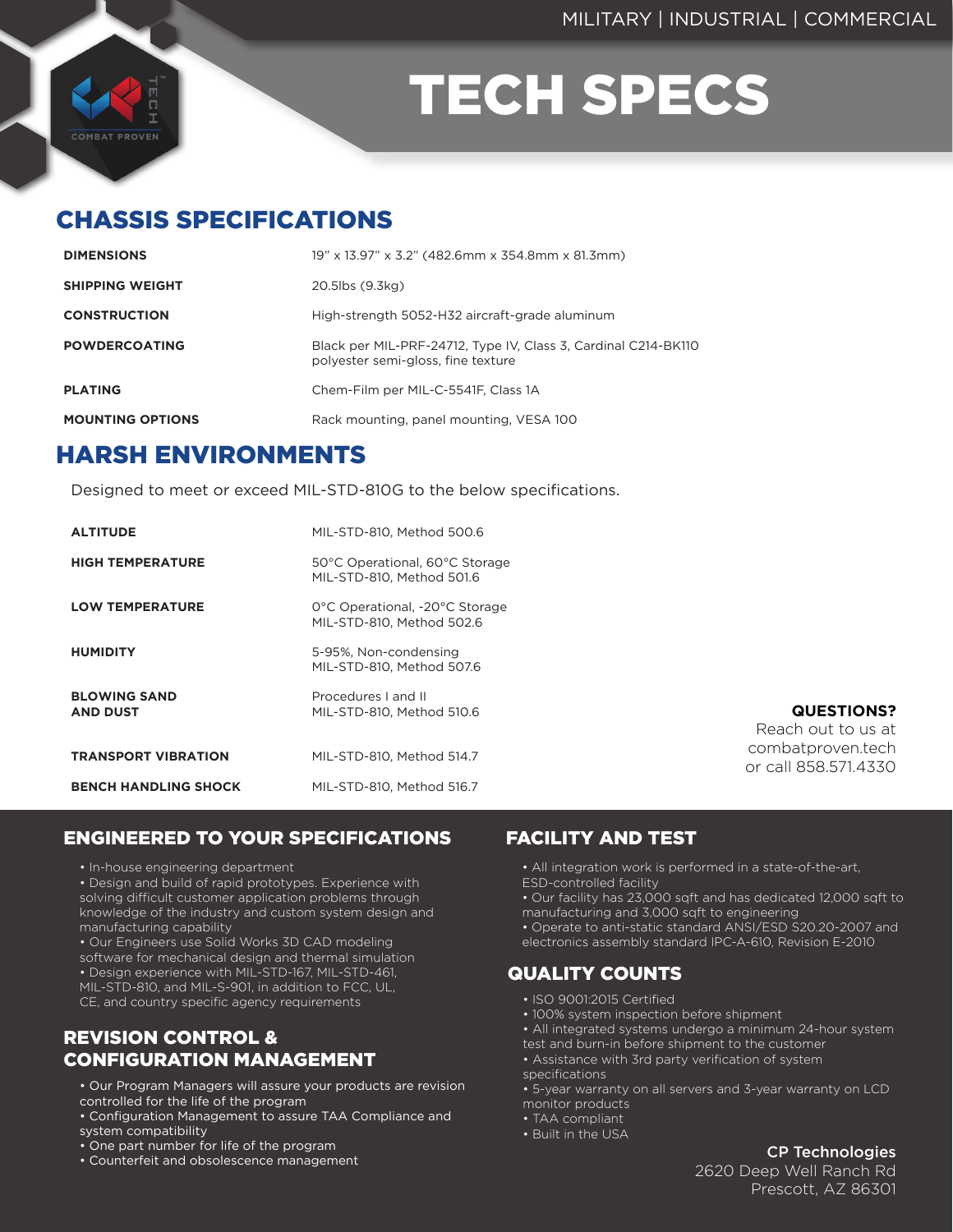MILITARY | INDUSTRIAL | COMMERCIAL

# TECH SPECS

## CHASSIS SPECIFICATIONS

| | |
|---|---|
| **DIMENSIONS** | 19" x 13.97" x 3.2" (482.6mm x 354.8mm x 81.3mm) |
| **SHIPPING WEIGHT** | 20.5lbs (9.3kg) |
| **CONSTRUCTION** | High-strength 5052-H32 aircraft-grade aluminum |
| **POWDERCOATING** | Black per MIL-PRF-24712, Type IV, Class 3, Cardinal C214-BK110 polyester semi-gloss, fine texture |
| **PLATING** | Chem-Film per MIL-C-5541F, Class 1A |
| **MOUNTING OPTIONS** | Rack mounting, panel mounting, VESA 100 |

## HARSH ENVIRONMENTS

Designed to meet or exceed MIL-STD-810G to the below specifications.

| | |
|---|---|
| **ALTITUDE** | MIL-STD-810, Method 500.6 |
| **HIGH TEMPERATURE** | 50°C Operational, 60°C Storage<br>MIL-STD-810, Method 501.6 |
| **LOW TEMPERATURE** | 0°C Operational, -20°C Storage<br>MIL-STD-810, Method 502.6 |
| **HUMIDITY** | 5-95%, Non-condensing<br>MIL-STD-810, Method 507.6 |
| **BLOWING SAND AND DUST** | Procedures I and II<br>MIL-STD-810, Method 510.6 |
| **TRANSPORT VIBRATION** | MIL-STD-810, Method 514.7 |
| **BENCH HANDLING SHOCK** | MIL-STD-810, Method 516.7 |

**QUESTIONS?**
Reach out to us at combatproven.tech or call 858.571.4330

## ENGINEERED TO YOUR SPECIFICATIONS

- In-house engineering department
- Design and build of rapid prototypes. Experience with solving difficult customer application problems through knowledge of the industry and custom system design and manufacturing capability
- Our Engineers use Solid Works 3D CAD modeling software for mechanical design and thermal simulation
- Design experience with MIL-STD-167, MIL-STD-461, MIL-STD-810, and MIL-S-901, in addition to FCC, UL, CE, and country specific agency requirements

## REVISION CONTROL & CONFIGURATION MANAGEMENT

- Our Program Managers will assure your products are revision controlled for the life of the program
- Configuration Management to assure TAA Compliance and system compatibility
- One part number for life of the program
- Counterfeit and obsolescence management

## FACILITY AND TEST

- All integration work is performed in a state-of-the-art, ESD-controlled facility
- Our facility has 23,000 sqft and has dedicated 12,000 sqft to manufacturing and 3,000 sqft to engineering
- Operate to anti-static standard ANSI/ESD S20.20-2007 and electronics assembly standard IPC-A-610, Revision E-2010

## QUALITY COUNTS

- ISO 9001:2015 Certified
- 100% system inspection before shipment
- All integrated systems undergo a minimum 24-hour system test and burn-in before shipment to the customer
- Assistance with 3rd party verification of system specifications
- 5-year warranty on all servers and 3-year warranty on LCD monitor products
- TAA compliant
- Built in the USA

**CP Technologies**
2620 Deep Well Ranch Rd
Prescott, AZ 86301